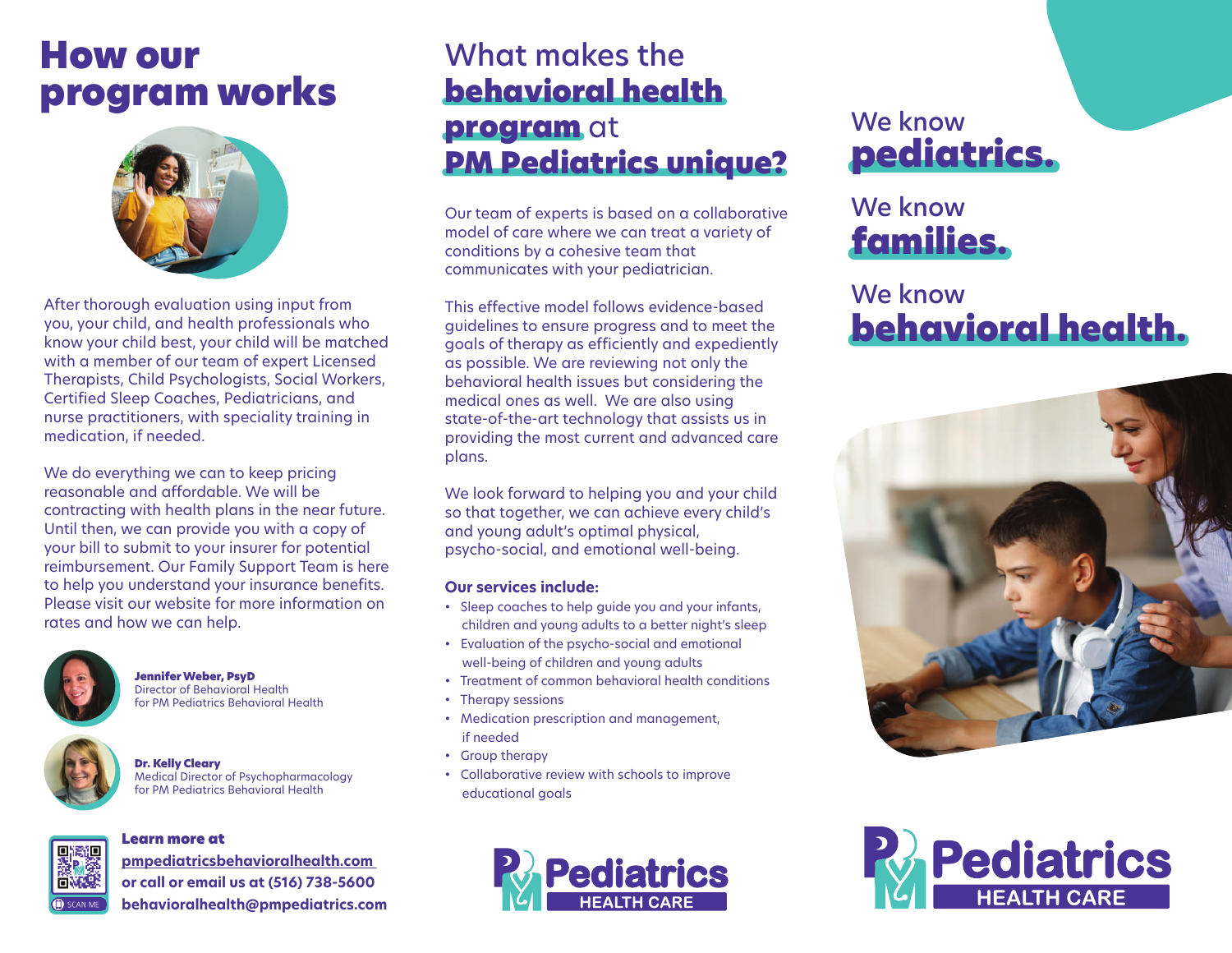# How our program works

After thorough evaluation using input from you, your child, and health professionals who know your child best, your child will be matched with a member of our team of expert Licensed Therapists, Child Psychologists, Social Workers, Certified Sleep Coaches, Pediatricians, and nurse practitioners, with speciality training in medication, if needed.

We do everything we can to keep pricing reasonable and affordable. We will be contracting with health plans in the near future. Until then, we can provide you with a copy of your bill to submit to your insurer for potential reimbursement. Our Family Support Team is here to help you understand your insurance benefits. Please visit our website for more information on rates and how we can help.

**Jennifer Weber, PsyD**
Director of Behavioral Health
for PM Pediatrics Behavioral Health

**Dr. Kelly Cleary**
Medical Director of Psychopharmacology
for PM Pediatrics Behavioral Health

SCAN ME

**Learn more at**
**pmpediatricsbehavioralhealth.com**
**or call or email us at (516) 738-5600**
**behavioralhealth@pmpediatrics.com**

# What makes the **behavioral health program** at **PM Pediatrics unique?**

Our team of experts is based on a collaborative model of care where we can treat a variety of conditions by a cohesive team that communicates with your pediatrician.

This effective model follows evidence-based guidelines to ensure progress and to meet the goals of therapy as efficiently and expediently as possible. We are reviewing not only the behavioral health issues but considering the medical ones as well. We are also using state-of-the-art technology that assists us in providing the most current and advanced care plans.

We look forward to helping you and your child so that together, we can achieve every child's and young adult's optimal physical, psycho-social, and emotional well-being.

**Our services include:**

- Sleep coaches to help guide you and your infants, children and young adults to a better night's sleep
- Evaluation of the psycho-social and emotional well-being of children and young adults
- Treatment of common behavioral health conditions
- Therapy sessions
- Medication prescription and management, if needed
- Group therapy
- Collaborative review with schools to improve educational goals

PM Pediatrics HEALTH CARE

We know **pediatrics.**

We know **families.**

We know **behavioral health.**

PM Pediatrics HEALTH CARE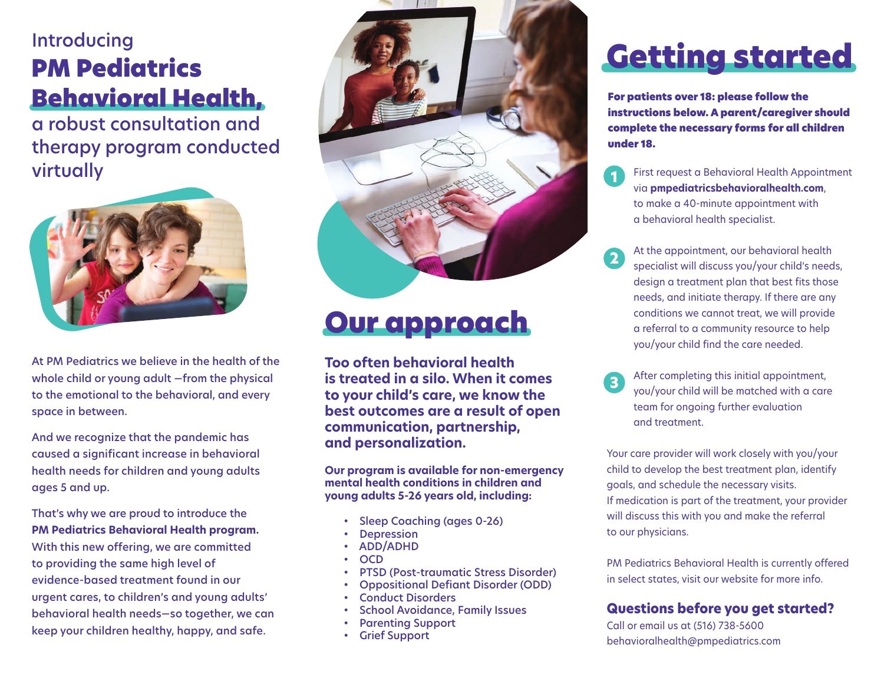Introducing

# PM Pediatrics Behavioral Health,

a robust consultation and therapy program conducted virtually

At PM Pediatrics we believe in the health of the whole child or young adult —from the physical to the emotional to the behavioral, and every space in between.

And we recognize that the pandemic has caused a significant increase in behavioral health needs for children and young adults ages 5 and up.

That's why we are proud to introduce the **PM Pediatrics Behavioral Health program.** With this new offering, we are committed to providing the same high level of evidence-based treatment found in our urgent cares, to children's and young adults' behavioral health needs—so together, we can keep your children healthy, happy, and safe.

## Our approach

**Too often behavioral health is treated in a silo. When it comes to your child's care, we know the best outcomes are a result of open communication, partnership, and personalization.**

**Our program is available for non-emergency mental health conditions in children and young adults 5-26 years old, including:**

- Sleep Coaching (ages 0-26)
- Depression
- ADD/ADHD
- OCD
- PTSD (Post-traumatic Stress Disorder)
- Oppositional Defiant Disorder (ODD)
- Conduct Disorders
- School Avoidance, Family Issues
- Parenting Support
- Grief Support

## Getting started

**For patients over 18: please follow the instructions below. A parent/caregiver should complete the necessary forms for all children under 18.**

1. First request a Behavioral Health Appointment via **pmpediatricsbehavioralhealth.com**, to make a 40-minute appointment with a behavioral health specialist.
2. At the appointment, our behavioral health specialist will discuss you/your child's needs, design a treatment plan that best fits those needs, and initiate therapy. If there are any conditions we cannot treat, we will provide a referral to a community resource to help you/your child find the care needed.
3. After completing this initial appointment, you/your child will be matched with a care team for ongoing further evaluation and treatment.

Your care provider will work closely with you/your child to develop the best treatment plan, identify goals, and schedule the necessary visits. If medication is part of the treatment, your provider will discuss this with you and make the referral to our physicians.

PM Pediatrics Behavioral Health is currently offered in select states, visit our website for more info.

### Questions before you get started?

Call or email us at (516) 738-5600
behavioralhealth@pmpediatrics.com